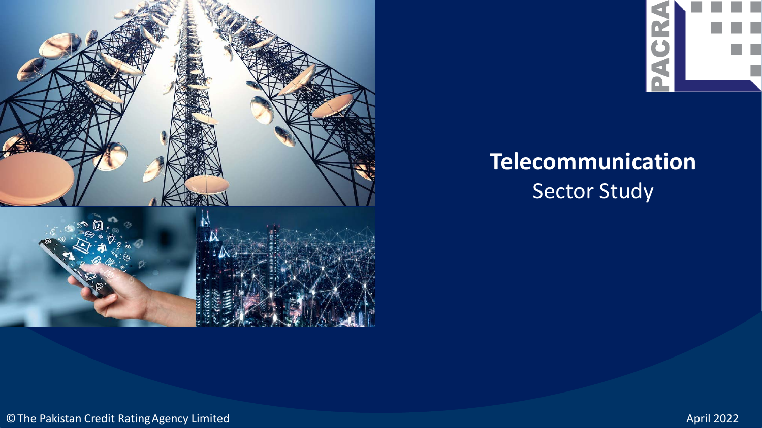# Telecommunication

Sector Study

© The Pakistan Credit Rating Agency Limited

April 2022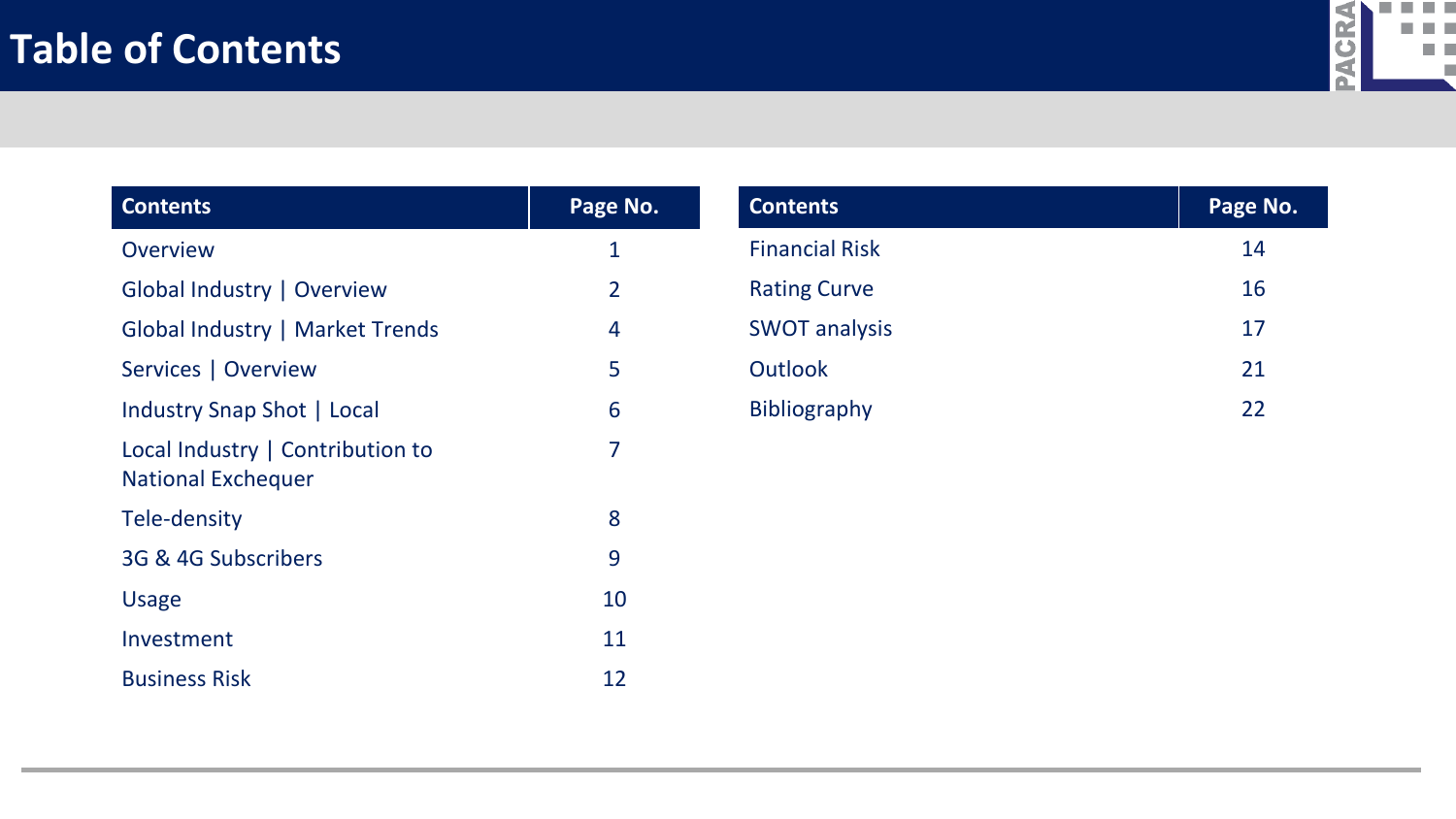# Table of Contents

| Contents | Page No. |
|---|---|
| Overview | 1 |
| Global Industry \| Overview | 2 |
| Global Industry \| Market Trends | 4 |
| Services \| Overview | 5 |
| Industry Snap Shot \| Local | 6 |
| Local Industry \| Contribution to National Exchequer | 7 |
| Tele-density | 8 |
| 3G & 4G Subscribers | 9 |
| Usage | 10 |
| Investment | 11 |
| Business Risk | 12 |

| Contents | Page No. |
|---|---|
| Financial Risk | 14 |
| Rating Curve | 16 |
| SWOT analysis | 17 |
| Outlook | 21 |
| Bibliography | 22 |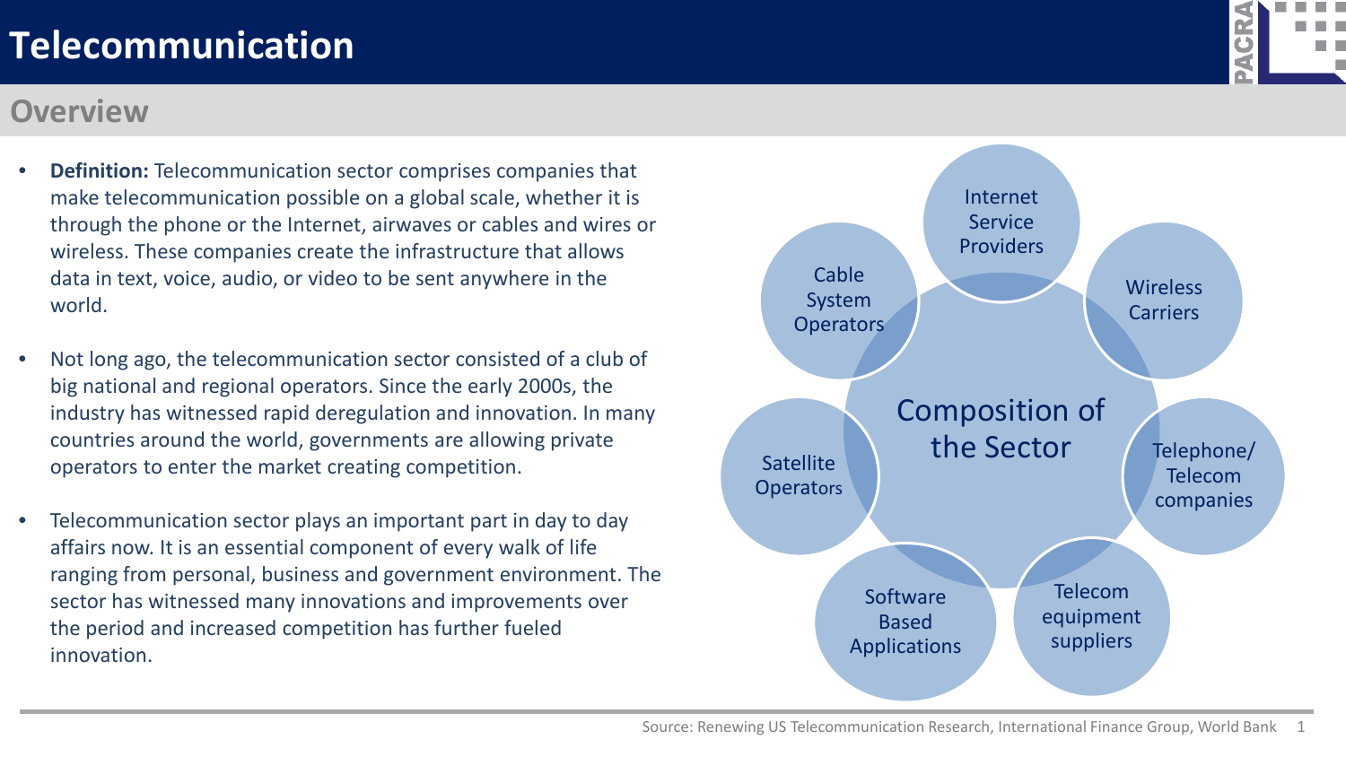# Telecommunication

## Overview

- **Definition:** Telecommunication sector comprises companies that make telecommunication possible on a global scale, whether it is through the phone or the Internet, airwaves or cables and wires or wireless. These companies create the infrastructure that allows data in text, voice, audio, or video to be sent anywhere in the world.
- Not long ago, the telecommunication sector consisted of a club of big national and regional operators. Since the early 2000s, the industry has witnessed rapid deregulation and innovation. In many countries around the world, governments are allowing private operators to enter the market creating competition.
- Telecommunication sector plays an important part in day to day affairs now. It is an essential component of every walk of life ranging from personal, business and government environment. The sector has witnessed many innovations and improvements over the period and increased competition has further fueled innovation.

**Composition of the Sector**

- Internet Service Providers
- Wireless Carriers
- Telephone/ Telecom companies
- Telecom equipment suppliers
- Software Based Applications
- Satellite Operators
- Cable System Operators

Source: Renewing US Telecommunication Research, International Finance Group, World Bank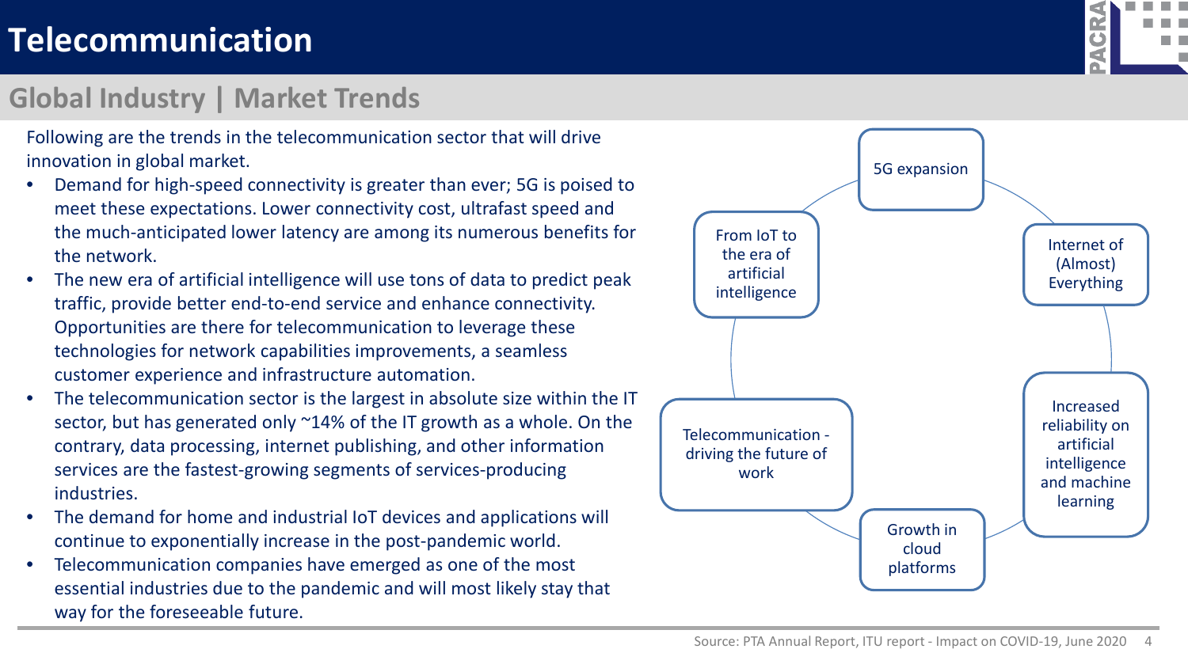# Telecommunication

## Global Industry | Market Trends

Following are the trends in the telecommunication sector that will drive innovation in global market.

- Demand for high-speed connectivity is greater than ever; 5G is poised to meet these expectations. Lower connectivity cost, ultrafast speed and the much-anticipated lower latency are among its numerous benefits for the network.
- The new era of artificial intelligence will use tons of data to predict peak traffic, provide better end-to-end service and enhance connectivity. Opportunities are there for telecommunication to leverage these technologies for network capabilities improvements, a seamless customer experience and infrastructure automation.
- The telecommunication sector is the largest in absolute size within the IT sector, but has generated only ~14% of the IT growth as a whole. On the contrary, data processing, internet publishing, and other information services are the fastest-growing segments of services-producing industries.
- The demand for home and industrial IoT devices and applications will continue to exponentially increase in the post-pandemic world.
- Telecommunication companies have emerged as one of the most essential industries due to the pandemic and will most likely stay that way for the foreseeable future.

- 5G expansion
- Internet of (Almost) Everything
- Increased reliability on artificial intelligence and machine learning
- Growth in cloud platforms
- Telecommunication - driving the future of work
- From IoT to the era of artificial intelligence

Source: PTA Annual Report, ITU report - Impact on COVID-19, June 2020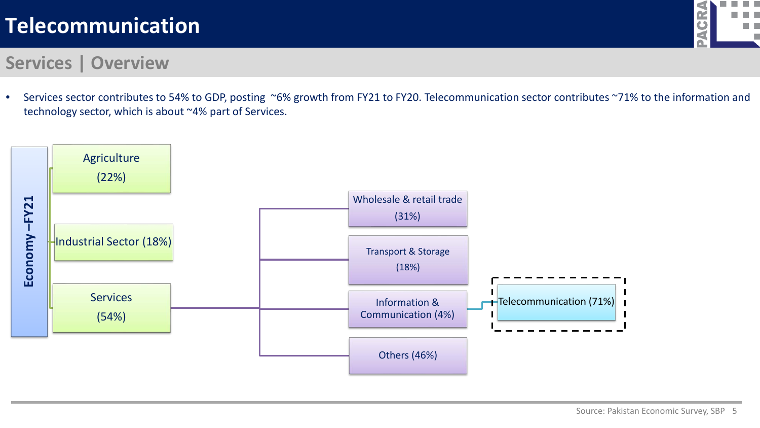# Telecommunication

## Services | Overview

- Services sector contributes to 54% to GDP, posting ~6% growth from FY21 to FY20. Telecommunication sector contributes ~71% to the information and technology sector, which is about ~4% part of Services.

Economy –FY21

- Agriculture (22%)
- Industrial Sector (18%)
- Services (54%)
  - Wholesale & retail trade (31%)
  - Transport & Storage (18%)
  - Information & Communication (4%)
    - Telecommunication (71%)
  - Others (46%)

Source: Pakistan Economic Survey, SBP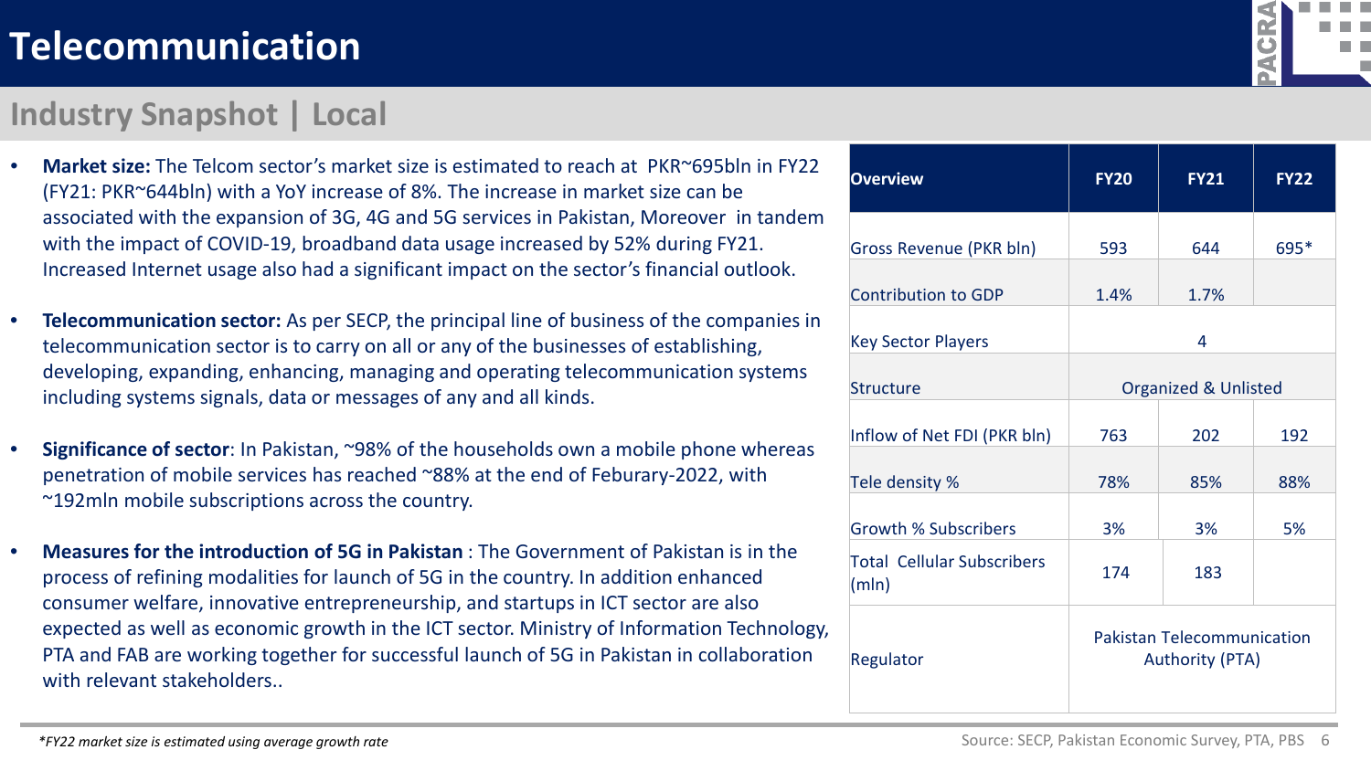# Telecommunication

## Industry Snapshot | Local

- **Market size:** The Telcom sector's market size is estimated to reach at PKR~695bln in FY22 (FY21: PKR~644bln) with a YoY increase of 8%. The increase in market size can be associated with the expansion of 3G, 4G and 5G services in Pakistan, Moreover in tandem with the impact of COVID-19, broadband data usage increased by 52% during FY21. Increased Internet usage also had a significant impact on the sector's financial outlook.
- **Telecommunication sector:** As per SECP, the principal line of business of the companies in telecommunication sector is to carry on all or any of the businesses of establishing, developing, expanding, enhancing, managing and operating telecommunication systems including systems signals, data or messages of any and all kinds.
- **Significance of sector**: In Pakistan, ~98% of the households own a mobile phone whereas penetration of mobile services has reached ~88% at the end of Feburary-2022, with ~192mln mobile subscriptions across the country.
- **Measures for the introduction of 5G in Pakistan** : The Government of Pakistan is in the process of refining modalities for launch of 5G in the country. In addition enhanced consumer welfare, innovative entrepreneurship, and startups in ICT sector are also expected as well as economic growth in the ICT sector. Ministry of Information Technology, PTA and FAB are working together for successful launch of 5G in Pakistan in collaboration with relevant stakeholders..

| Overview | FY20 | FY21 | FY22 |
|---|---|---|---|
| Gross Revenue (PKR bln) | 593 | 644 | 695* |
| Contribution to GDP | 1.4% | 1.7% | |
| Key Sector Players | 4 | | |
| Structure | Organized & Unlisted | | |
| Inflow of Net FDI (PKR bln) | 763 | 202 | 192 |
| Tele density % | 78% | 85% | 88% |
| Growth % Subscribers | 3% | 3% | 5% |
| Total Cellular Subscribers (mln) | 174 | 183 | |
| Regulator | Pakistan Telecommunication Authority (PTA) | | |

*\*FY22 market size is estimated using average growth rate*

Source: SECP, Pakistan Economic Survey, PTA, PBS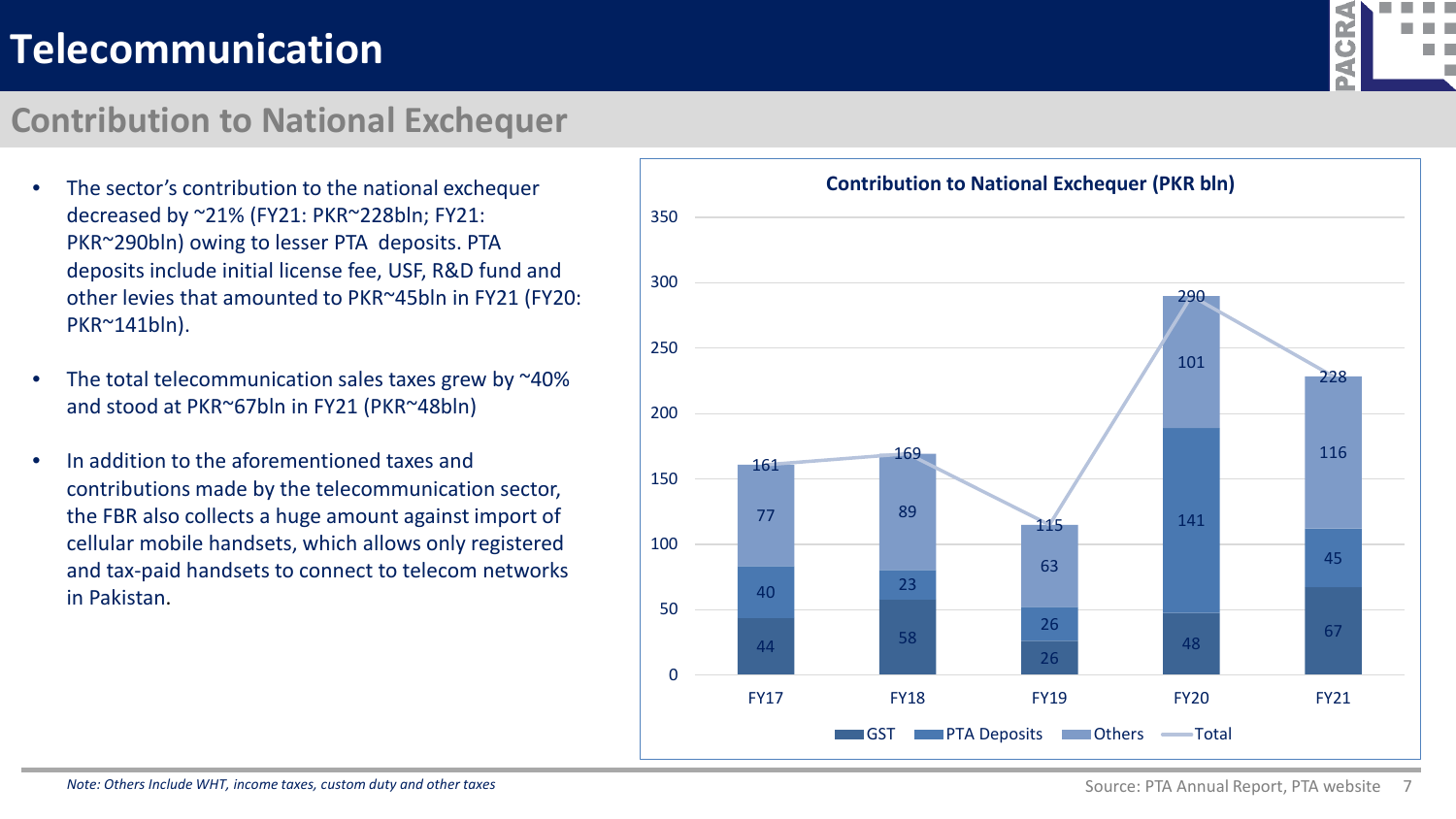# Telecommunication

## Contribution to National Exchequer

- The sector's contribution to the national exchequer decreased by ~21% (FY21: PKR~228bln; FY21: PKR~290bln) owing to lesser PTA deposits. PTA deposits include initial license fee, USF, R&D fund and other levies that amounted to PKR~45bln in FY21 (FY20: PKR~141bln).
- The total telecommunication sales taxes grew by ~40% and stood at PKR~67bln in FY21 (PKR~48bln)
- In addition to the aforementioned taxes and contributions made by the telecommunication sector, the FBR also collects a huge amount against import of cellular mobile handsets, which allows only registered and tax-paid handsets to connect to telecom networks in Pakistan.

**Contribution to National Exchequer (PKR bln)**

| | FY17 | FY18 | FY19 | FY20 | FY21 |
|---|---|---|---|---|---|
| GST | 44 | 58 | 26 | 48 | 67 |
| PTA Deposits | 40 | 23 | 26 | 141 | 45 |
| Others | 77 | 89 | 63 | 101 | 116 |
| Total | 161 | 169 | 115 | 290 | 228 |

*Note: Others Include WHT, income taxes, custom duty and other taxes*

Source: PTA Annual Report, PTA website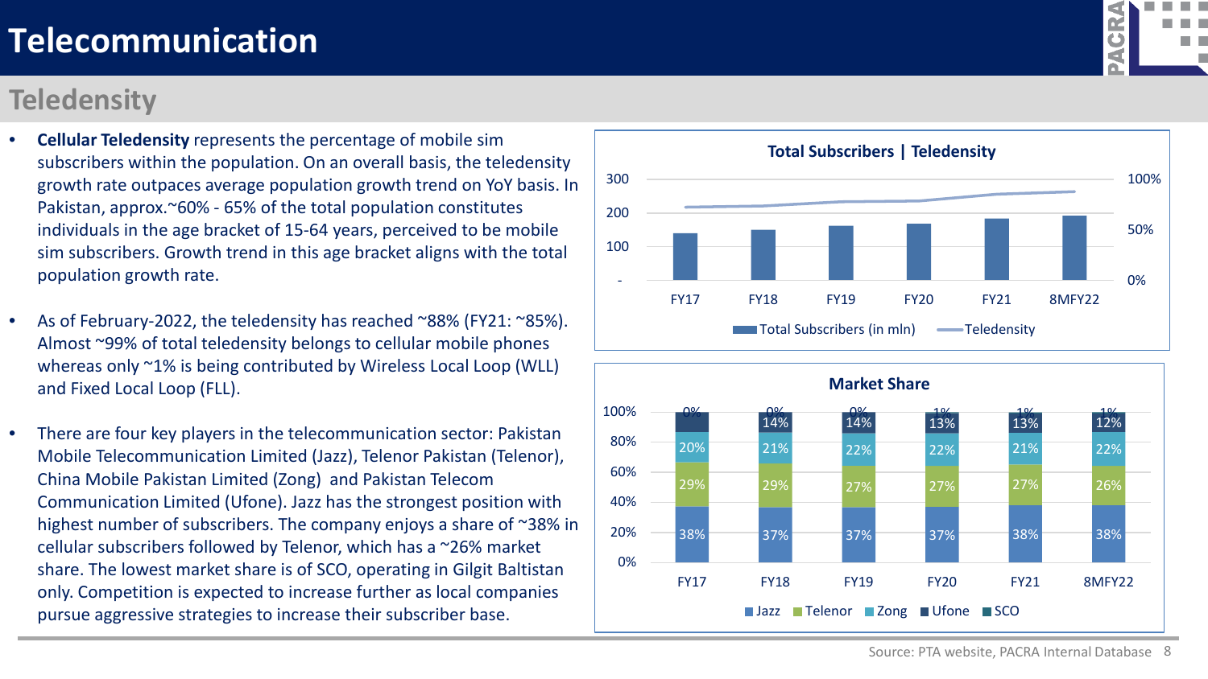# Telecommunication

## Teledensity

- **Cellular Teledensity** represents the percentage of mobile sim subscribers within the population. On an overall basis, the teledensity growth rate outpaces average population growth trend on YoY basis. In Pakistan, approx.~60% - 65% of the total population constitutes individuals in the age bracket of 15-64 years, perceived to be mobile sim subscribers. Growth trend in this age bracket aligns with the total population growth rate.
- As of February-2022, the teledensity has reached ~88% (FY21: ~85%). Almost ~99% of total teledensity belongs to cellular mobile phones whereas only ~1% is being contributed by Wireless Local Loop (WLL) and Fixed Local Loop (FLL).
- There are four key players in the telecommunication sector: Pakistan Mobile Telecommunication Limited (Jazz), Telenor Pakistan (Telenor), China Mobile Pakistan Limited (Zong) and Pakistan Telecom Communication Limited (Ufone). Jazz has the strongest position with highest number of subscribers. The company enjoys a share of ~38% in cellular subscribers followed by Telenor, which has a ~26% market share. The lowest market share is of SCO, operating in Gilgit Baltistan only. Competition is expected to increase further as local companies pursue aggressive strategies to increase their subscriber base.

**Total Subscribers | Teledensity**

Legend: Total Subscribers (in mln); Teledensity (FY17, FY18, FY19, FY20, FY21, 8MFY22)

**Market Share**

| | FY17 | FY18 | FY19 | FY20 | FY21 | 8MFY22 |
|---|---|---|---|---|---|---|
| Jazz | 38% | 37% | 37% | 37% | 38% | 38% |
| Telenor | 29% | 29% | 27% | 27% | 27% | 26% |
| Zong | 20% | 21% | 22% | 22% | 21% | 22% |
| Ufone | 14% | 14% | 14% | 13% | 13% | 12% |
| SCO | 0% | 0% | 0% | 1% | 1% | 1% |

Source: PTA website, PACRA Internal Database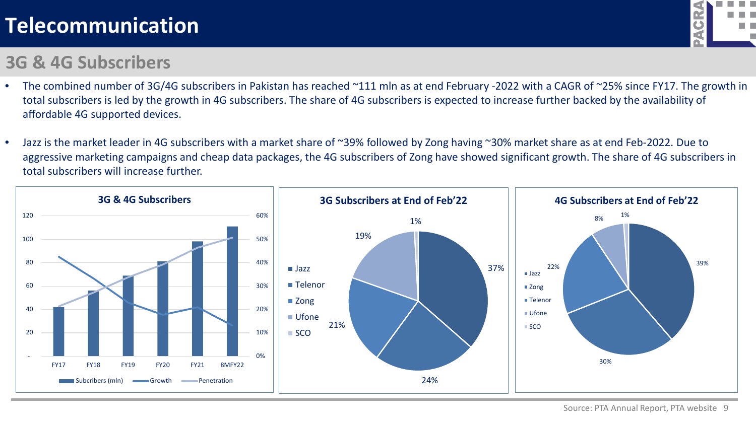# Telecommunication

## 3G & 4G Subscribers

- The combined number of 3G/4G subscribers in Pakistan has reached ~111 mln as at end February -2022 with a CAGR of ~25% since FY17. The growth in total subscribers is led by the growth in 4G subscribers. The share of 4G subscribers is expected to increase further backed by the availability of affordable 4G supported devices.
- Jazz is the market leader in 4G subscribers with a market share of ~39% followed by Zong having ~30% market share as at end Feb-2022. Due to aggressive marketing campaigns and cheap data packages, the 4G subscribers of Zong have showed significant growth. The share of 4G subscribers in total subscribers will increase further.

**3G & 4G Subscribers**

Legend: Subcribers (mln), Growth, Penetration

Years: FY17, FY18, FY19, FY20, FY21, 8MFY22

**3G Subscribers at End of Feb'22**

| Operator | Share |
|---|---|
| Jazz | 37% |
| Telenor | 24% |
| Zong | 21% |
| Ufone | 19% |
| SCO | 1% |

**4G Subscribers at End of Feb'22**

| Operator | Share |
|---|---|
| Jazz | 39% |
| Zong | 30% |
| Telenor | 22% |
| Ufone | 8% |
| SCO | 1% |

Source: PTA Annual Report, PTA website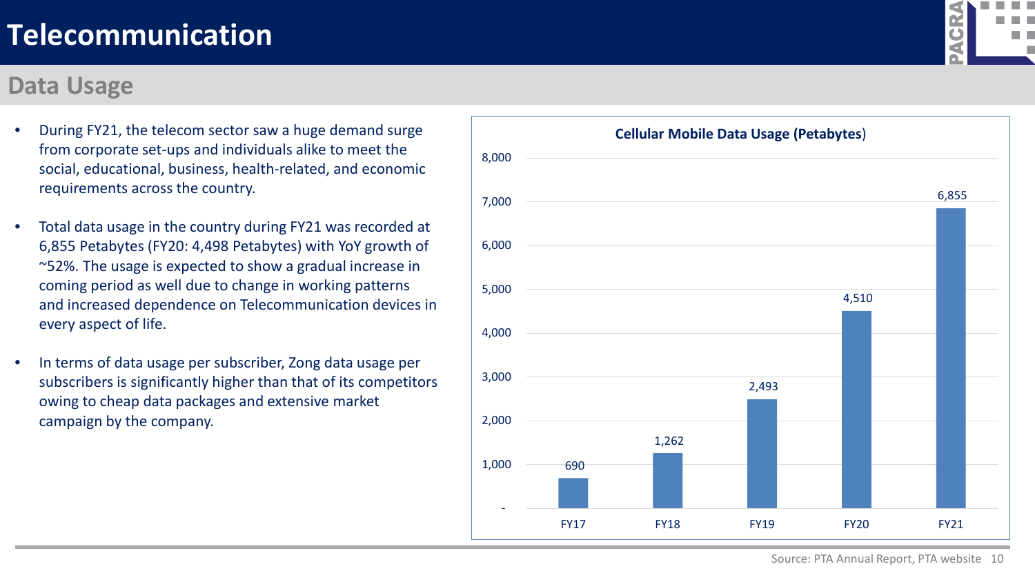# Telecommunication

## Data Usage

- During FY21, the telecom sector saw a huge demand surge from corporate set-ups and individuals alike to meet the social, educational, business, health-related, and economic requirements across the country.
- Total data usage in the country during FY21 was recorded at 6,855 Petabytes (FY20: 4,498 Petabytes) with YoY growth of ~52%. The usage is expected to show a gradual increase in coming period as well due to change in working patterns and increased dependence on Telecommunication devices in every aspect of life.
- In terms of data usage per subscriber, Zong data usage per subscribers is significantly higher than that of its competitors owing to cheap data packages and extensive market campaign by the company.

**Cellular Mobile Data Usage (Petabytes)**

| Year | Data Usage (Petabytes) |
|---|---|
| FY17 | 690 |
| FY18 | 1,262 |
| FY19 | 2,493 |
| FY20 | 4,510 |
| FY21 | 6,855 |

Source: PTA Annual Report, PTA website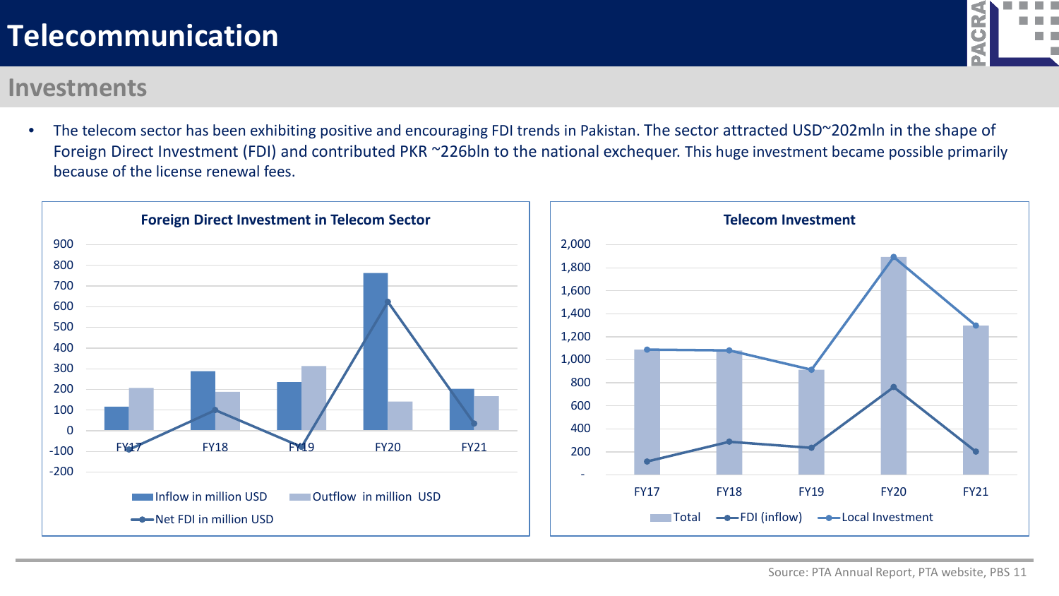# Telecommunication

## Investments

- The telecom sector has been exhibiting positive and encouraging FDI trends in Pakistan. The sector attracted USD~202mln in the shape of Foreign Direct Investment (FDI) and contributed PKR ~226bln to the national exchequer. This huge investment became possible primarily because of the license renewal fees.

**Foreign Direct Investment in Telecom Sector**

Legend: Inflow in million USD; Outflow in million USD; Net FDI in million USD

Y-axis: -200 to 900; X-axis: FY17, FY18, FY19, FY20, FY21

**Telecom Investment**

Legend: Total; FDI (inflow); Local Investment

Y-axis: - to 2,000; X-axis: FY17, FY18, FY19, FY20, FY21

Source: PTA Annual Report, PTA website, PBS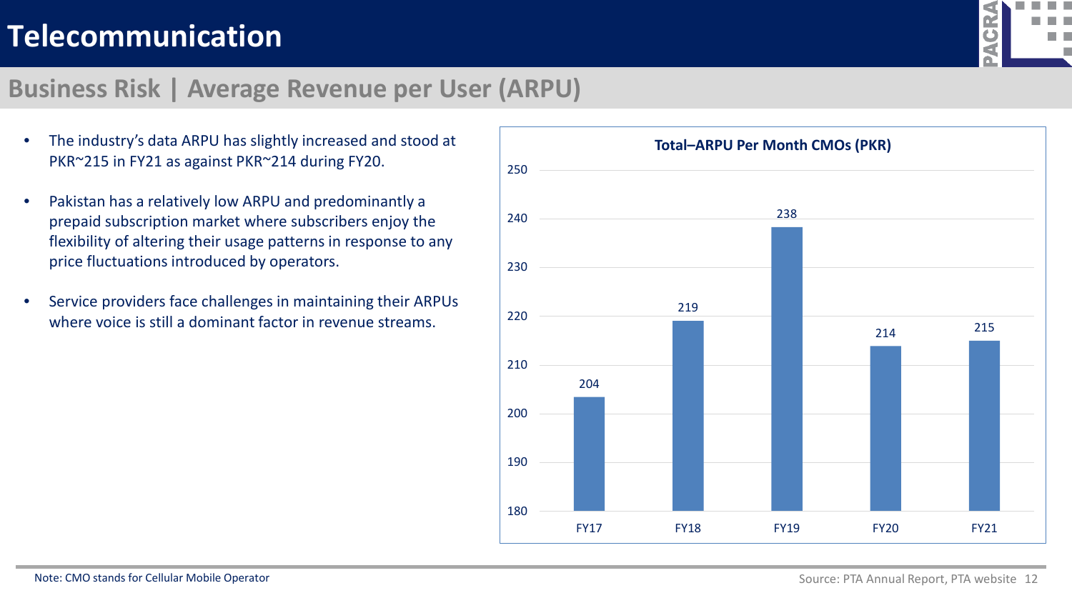# Telecommunication

## Business Risk | Average Revenue per User (ARPU)

- The industry's data ARPU has slightly increased and stood at PKR~215 in FY21 as against PKR~214 during FY20.
- Pakistan has a relatively low ARPU and predominantly a prepaid subscription market where subscribers enjoy the flexibility of altering their usage patterns in response to any price fluctuations introduced by operators.
- Service providers face challenges in maintaining their ARPUs where voice is still a dominant factor in revenue streams.

**Total–ARPU Per Month CMOs (PKR)**

| | FY17 | FY18 | FY19 | FY20 | FY21 |
|---|---|---|---|---|---|
| ARPU (PKR) | 204 | 219 | 238 | 214 | 215 |

Note: CMO stands for Cellular Mobile Operator

Source: PTA Annual Report, PTA website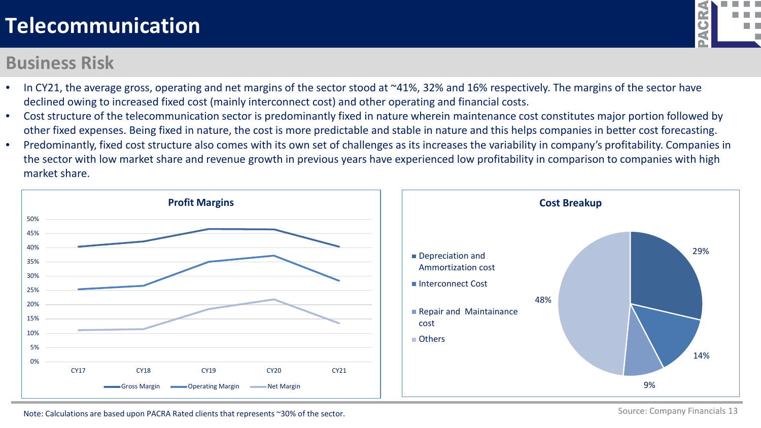# Telecommunication

## Business Risk

- In CY21, the average gross, operating and net margins of the sector stood at ~41%, 32% and 16% respectively. The margins of the sector have declined owing to increased fixed cost (mainly interconnect cost) and other operating and financial costs.
- Cost structure of the telecommunication sector is predominantly fixed in nature wherein maintenance cost constitutes major portion followed by other fixed expenses. Being fixed in nature, the cost is more predictable and stable in nature and this helps companies in better cost forecasting.
- Predominantly, fixed cost structure also comes with its own set of challenges as its increases the variability in company's profitability. Companies in the sector with low market share and revenue growth in previous years have experienced low profitability in comparison to companies with high market share.

**Profit Margins**

Gross Margin, Operating Margin, Net Margin (CY17–CY21)

**Cost Breakup**

- Depreciation and Ammortization cost: 29%
- Interconnect Cost: 14%
- Repair and Maintainance cost: 9%
- Others: 48%

Note: Calculations are based upon PACRA Rated clients that represents ~30% of the sector.

Source: Company Financials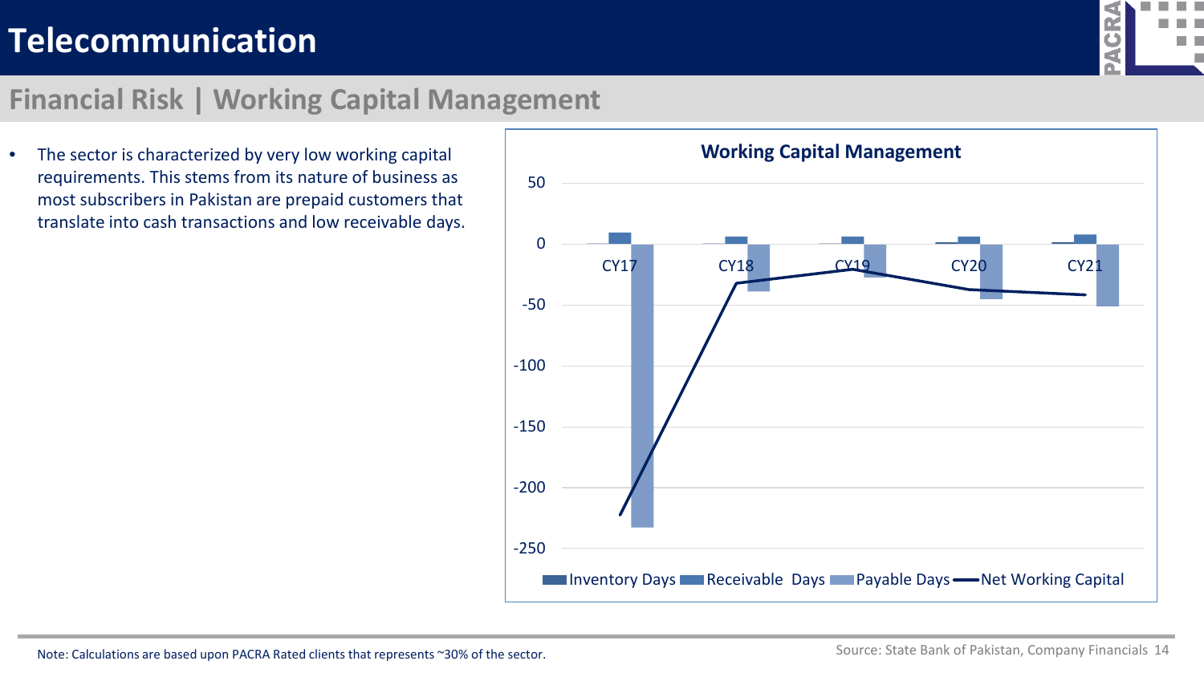# Telecommunication

## Financial Risk | Working Capital Management

- The sector is characterized by very low working capital requirements. This stems from its nature of business as most subscribers in Pakistan are prepaid customers that translate into cash transactions and low receivable days.

**Working Capital Management**

Note: Calculations are based upon PACRA Rated clients that represents ~30% of the sector.

Source: State Bank of Pakistan, Company Financials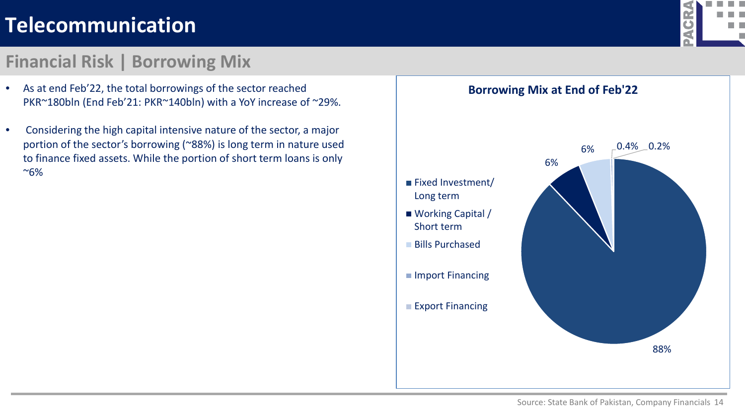# Telecommunication

## Financial Risk | Borrowing Mix

- As at end Feb'22, the total borrowings of the sector reached PKR~180bln (End Feb'21: PKR~140bln) with a YoY increase of ~29%.
- Considering the high capital intensive nature of the sector, a major portion of the sector's borrowing (~88%) is long term in nature used to finance fixed assets. While the portion of short term loans is only ~6%

**Borrowing Mix at End of Feb'22**

| Category | Share |
|---|---|
| Fixed Investment/ Long term | 88% |
| Working Capital / Short term | 6% |
| Bills Purchased | 6% |
| Import Financing | 0.4% |
| Export Financing | 0.2% |

Source: State Bank of Pakistan, Company Financials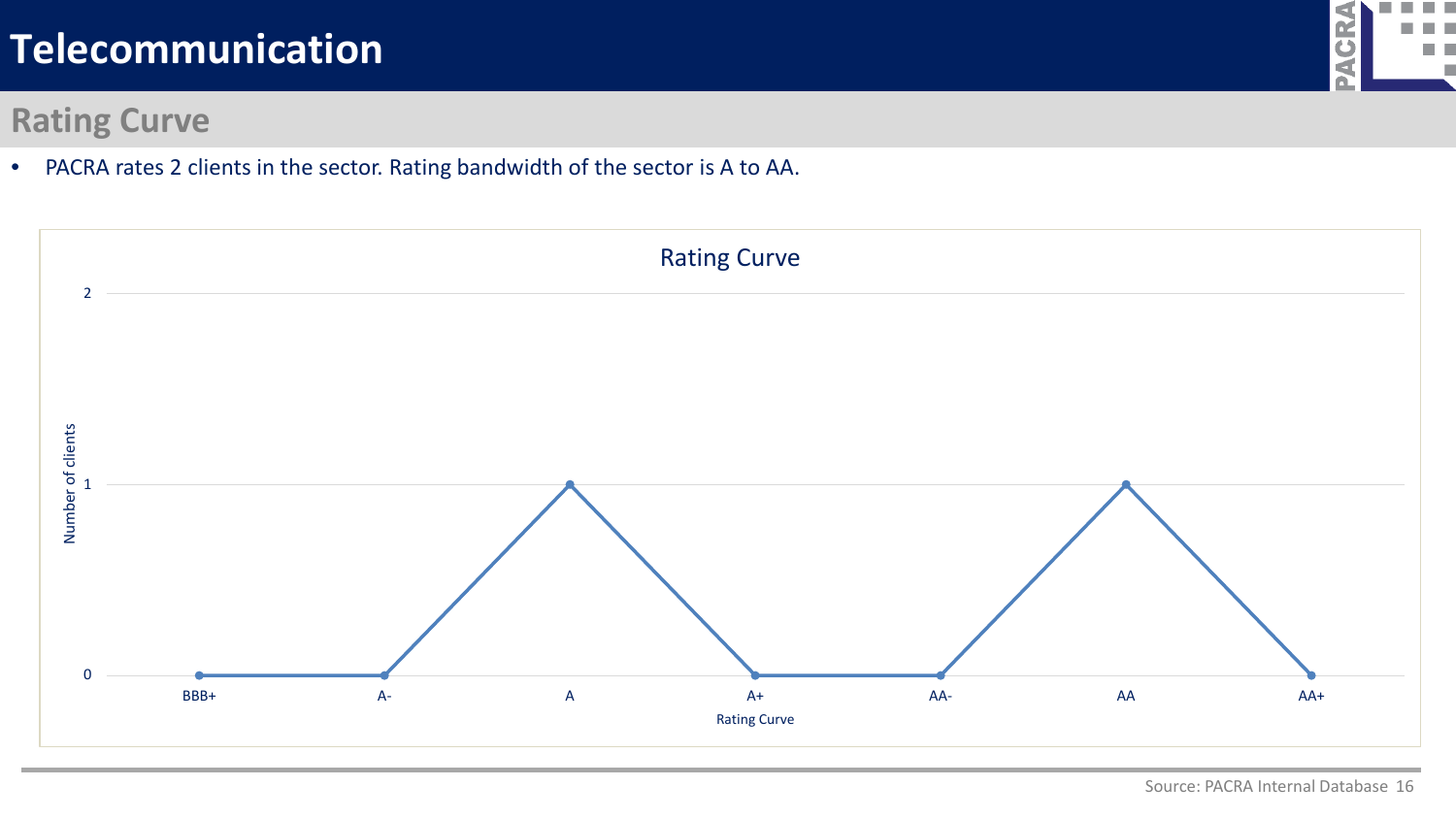# Telecommunication

## Rating Curve

- PACRA rates 2 clients in the sector. Rating bandwidth of the sector is A to AA.

**Rating Curve**

| Rating Curve | BBB+ | A- | A | A+ | AA- | AA | AA+ |
|---|---|---|---|---|---|---|---|
| Number of clients | 0 | 0 | 1 | 0 | 0 | 1 | 0 |

Source: PACRA Internal Database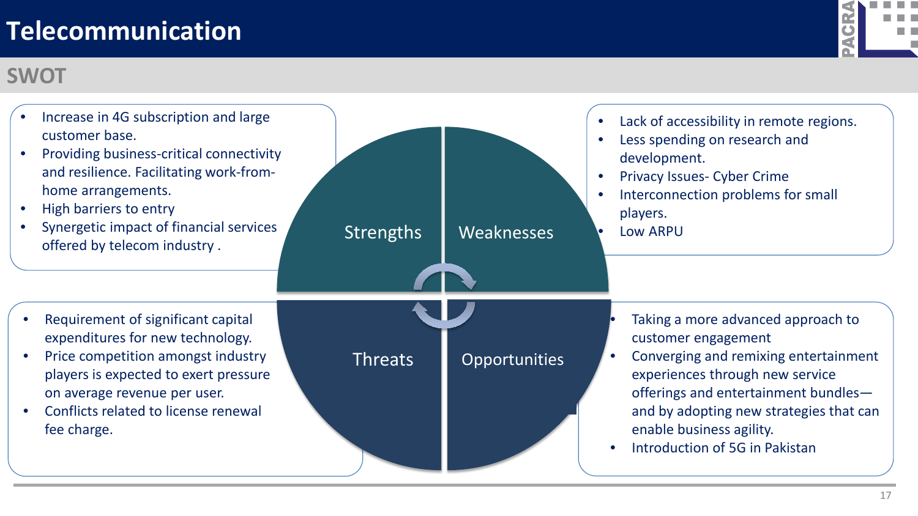# Telecommunication

## SWOT

### Strengths

- Increase in 4G subscription and large customer base.
- Providing business-critical connectivity and resilience. Facilitating work-from-home arrangements.
- High barriers to entry
- Synergetic impact of financial services offered by telecom industry .

### Weaknesses

- Lack of accessibility in remote regions.
- Less spending on research and development.
- Privacy Issues- Cyber Crime
- Interconnection problems for small players.
- Low ARPU

### Threats

- Requirement of significant capital expenditures for new technology.
- Price competition amongst industry players is expected to exert pressure on average revenue per user.
- Conflicts related to license renewal fee charge.

### Opportunities

- Taking a more advanced approach to customer engagement
- Converging and remixing entertainment experiences through new service offerings and entertainment bundles—and by adopting new strategies that can enable business agility.
- Introduction of 5G in Pakistan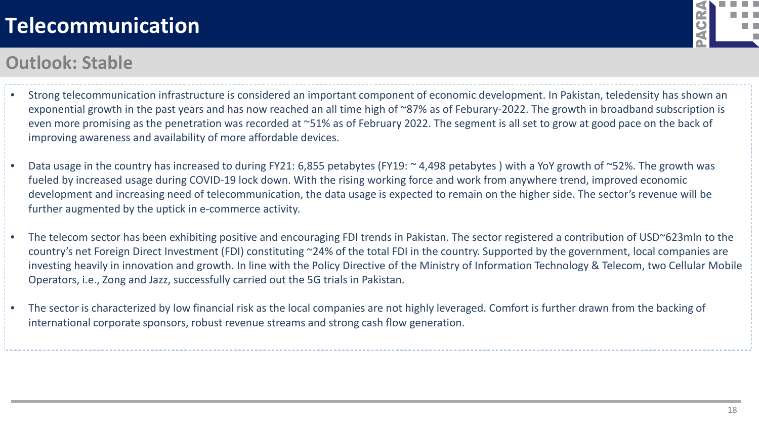# Telecommunication

## Outlook: Stable

- Strong telecommunication infrastructure is considered an important component of economic development. In Pakistan, teledensity has shown an exponential growth in the past years and has now reached an all time high of ~87% as of Feburary-2022. The growth in broadband subscription is even more promising as the penetration was recorded at ~51% as of February 2022. The segment is all set to grow at good pace on the back of improving awareness and availability of more affordable devices.
- Data usage in the country has increased to during FY21: 6,855 petabytes (FY19: ~ 4,498 petabytes ) with a YoY growth of ~52%. The growth was fueled by increased usage during COVID-19 lock down. With the rising working force and work from anywhere trend, improved economic development and increasing need of telecommunication, the data usage is expected to remain on the higher side. The sector's revenue will be further augmented by the uptick in e-commerce activity.
- The telecom sector has been exhibiting positive and encouraging FDI trends in Pakistan. The sector registered a contribution of USD~623mln to the country's net Foreign Direct Investment (FDI) constituting ~24% of the total FDI in the country. Supported by the government, local companies are investing heavily in innovation and growth. In line with the Policy Directive of the Ministry of Information Technology & Telecom, two Cellular Mobile Operators, i.e., Zong and Jazz, successfully carried out the 5G trials in Pakistan.
- The sector is characterized by low financial risk as the local companies are not highly leveraged. Comfort is further drawn from the backing of international corporate sponsors, robust revenue streams and strong cash flow generation.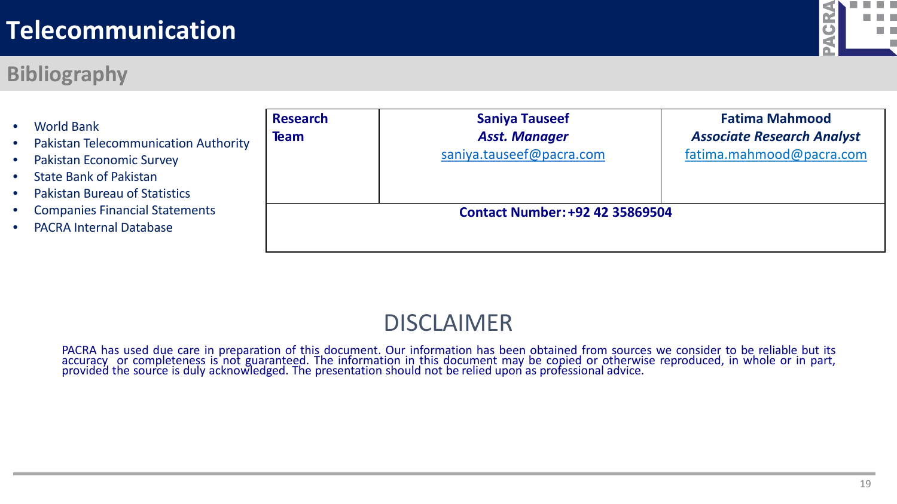# Telecommunication

## Bibliography

- World Bank
- Pakistan Telecommunication Authority
- Pakistan Economic Survey
- State Bank of Pakistan
- Pakistan Bureau of Statistics
- Companies Financial Statements
- PACRA Internal Database

| | | |
|---|---|---|
| **Research Team** | **Saniya Tauseef**<br>***Asst. Manager***<br>saniya.tauseef@pacra.com | **Fatima Mahmood**<br>***Associate Research Analyst***<br>fatima.mahmood@pacra.com |
| **Contact Number: +92 42 35869504** | | |

## DISCLAIMER

PACRA has used due care in preparation of this document. Our information has been obtained from sources we consider to be reliable but its accuracy or completeness is not guaranteed. The information in this document may be copied or otherwise reproduced, in whole or in part, provided the source is duly acknowledged. The presentation should not be relied upon as professional advice.